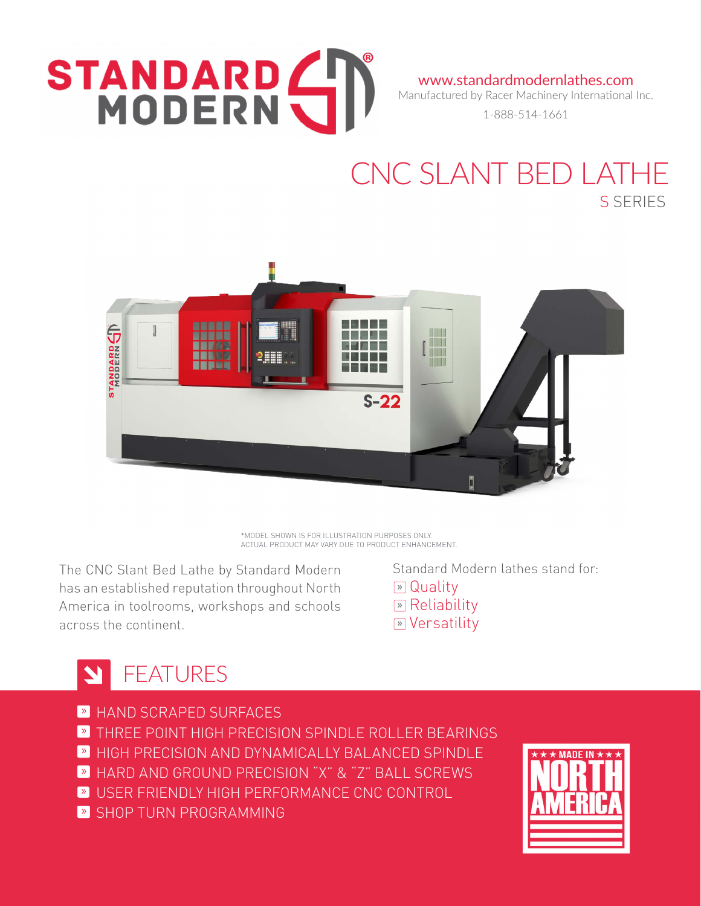STANDARD MODERN®

www.standardmodernlathes.com
Manufactured by Racer Machinery International Inc.
1-888-514-1661

# CNC SLANT BED LATHE

## S SERIES

*MODEL SHOWN IS FOR ILLUSTRATION PURPOSES ONLY.
ACTUAL PRODUCT MAY VARY DUE TO PRODUCT ENHANCEMENT.

The CNC Slant Bed Lathe by Standard Modern has an established reputation throughout North America in toolrooms, workshops and schools across the continent.

Standard Modern lathes stand for:

- Quality
- Reliability
- Versatility

## FEATURES

- HAND SCRAPED SURFACES
- THREE POINT HIGH PRECISION SPINDLE ROLLER BEARINGS
- HIGH PRECISION AND DYNAMICALLY BALANCED SPINDLE
- HARD AND GROUND PRECISION "X" & "Z" BALL SCREWS
- USER FRIENDLY HIGH PERFORMANCE CNC CONTROL
- SHOP TURN PROGRAMMING

★★★ MADE IN ★★★
NORTH AMERICA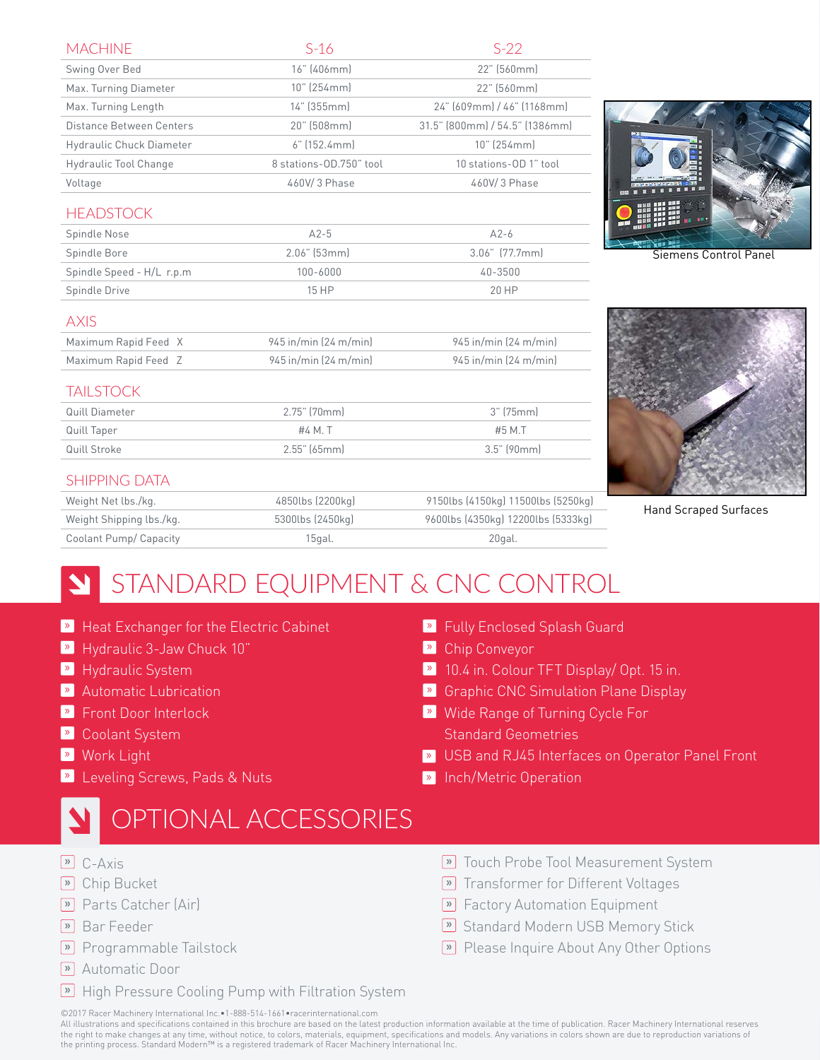| MACHINE | S-16 | S-22 |
| --- | --- | --- |
| Swing Over Bed | 16" (406mm) | 22" (560mm) |
| Max. Turning Diameter | 10" (254mm) | 22" (560mm) |
| Max. Turning Length | 14" (355mm) | 24" (609mm) / 46" (1168mm) |
| Distance Between Centers | 20" (508mm) | 31.5" (800mm) / 54.5" (1386mm) |
| Hydraulic Chuck Diameter | 6" (152.4mm) | 10" (254mm) |
| Hydraulic Tool Change | 8 stations-OD.750" tool | 10 stations-OD 1" tool |
| Voltage | 460V/ 3 Phase | 460V/ 3 Phase |
| **HEADSTOCK** | | |
| Spindle Nose | A2-5 | A2-6 |
| Spindle Bore | 2.06" (53mm) | 3.06" (77.7mm) |
| Spindle Speed - H/L r.p.m | 100-6000 | 40-3500 |
| Spindle Drive | 15 HP | 20 HP |
| **AXIS** | | |
| Maximum Rapid Feed X | 945 in/min (24 m/min) | 945 in/min (24 m/min) |
| Maximum Rapid Feed Z | 945 in/min (24 m/min) | 945 in/min (24 m/min) |
| **TAILSTOCK** | | |
| Quill Diameter | 2.75" (70mm) | 3" (75mm) |
| Quill Taper | #4 M. T | #5 M.T |
| Quill Stroke | 2.55" (65mm) | 3.5" (90mm) |
| **SHIPPING DATA** | | |
| Weight Net lbs./kg. | 4850lbs (2200kg) | 9150lbs (4150kg) 11500lbs (5250kg) |
| Weight Shipping lbs./kg. | 5300lbs (2450kg) | 9600lbs (4350kg) 12200lbs (5333kg) |
| Coolant Pump/ Capacity | 15gal. | 20gal. |

Siemens Control Panel

Hand Scraped Surfaces

## STANDARD EQUIPMENT & CNC CONTROL

- Heat Exchanger for the Electric Cabinet
- Hydraulic 3-Jaw Chuck 10"
- Hydraulic System
- Automatic Lubrication
- Front Door Interlock
- Coolant System
- Work Light
- Leveling Screws, Pads & Nuts
- Fully Enclosed Splash Guard
- Chip Conveyor
- 10.4 in. Colour TFT Display/ Opt. 15 in.
- Graphic CNC Simulation Plane Display
- Wide Range of Turning Cycle For Standard Geometries
- USB and RJ45 Interfaces on Operator Panel Front
- Inch/Metric Operation

## OPTIONAL ACCESSORIES

- C-Axis
- Chip Bucket
- Parts Catcher (Air)
- Bar Feeder
- Programmable Tailstock
- Automatic Door
- High Pressure Cooling Pump with Filtration System
- Touch Probe Tool Measurement System
- Transformer for Different Voltages
- Factory Automation Equipment
- Standard Modern USB Memory Stick
- Please Inquire About Any Other Options

©2017 Racer Machinery International Inc.•1-888-514-1661•racerinternational.com

All illustrations and specifications contained in this brochure are based on the latest production information available at the time of publication. Racer Machinery International reserves the right to make changes at any time, without notice, to colors, materials, equipment, specifications and models. Any variations in colors shown are due to reproduction variations of the printing process. Standard Modern™ is a registered trademark of Racer Machinery International Inc.